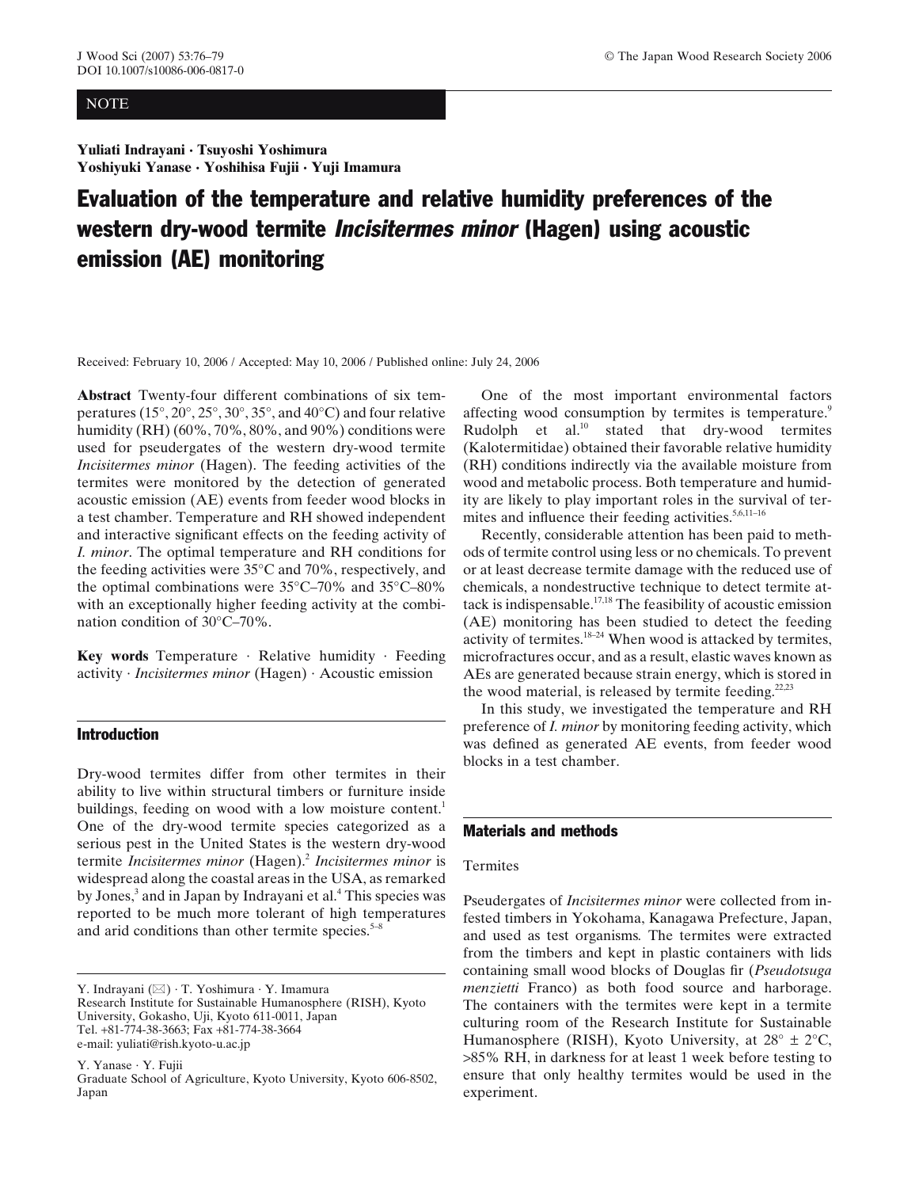NOTE

**Yuliati Indrayani · Tsuyoshi Yoshimura**
**Yoshiyuki Yanase · Yoshihisa Fujii · Yuji Imamura**

# Evaluation of the temperature and relative humidity preferences of the western dry-wood termite *Incisitermes minor* (Hagen) using acoustic emission (AE) monitoring

Received: February 10, 2006 / Accepted: May 10, 2006 / Published online: July 24, 2006

**Abstract** Twenty-four different combinations of six temperatures (15°, 20°, 25°, 30°, 35°, and 40°C) and four relative humidity (RH) (60%, 70%, 80%, and 90%) conditions were used for pseudergates of the western dry-wood termite *Incisitermes minor* (Hagen). The feeding activities of the termites were monitored by the detection of generated acoustic emission (AE) events from feeder wood blocks in a test chamber. Temperature and RH showed independent and interactive significant effects on the feeding activity of *I. minor*. The optimal temperature and RH conditions for the feeding activities were 35°C and 70%, respectively, and the optimal combinations were 35°C–70% and 35°C–80% with an exceptionally higher feeding activity at the combination condition of 30°C–70%.

**Key words** Temperature · Relative humidity · Feeding activity · *Incisitermes minor* (Hagen) · Acoustic emission

## Introduction

Dry-wood termites differ from other termites in their ability to live within structural timbers or furniture inside buildings, feeding on wood with a low moisture content.[1] One of the dry-wood termite species categorized as a serious pest in the United States is the western dry-wood termite *Incisitermes minor* (Hagen).[2] *Incisitermes minor* is widespread along the coastal areas in the USA, as remarked by Jones,[3] and in Japan by Indrayani et al.[4] This species was reported to be much more tolerant of high temperatures and arid conditions than other termite species.[5–8]

One of the most important environmental factors affecting wood consumption by termites is temperature.[9] Rudolph et al.[10] stated that dry-wood termites (Kalotermitidae) obtained their favorable relative humidity (RH) conditions indirectly via the available moisture from wood and metabolic process. Both temperature and humidity are likely to play important roles in the survival of termites and influence their feeding activities.[5,6,11–16]

Recently, considerable attention has been paid to methods of termite control using less or no chemicals. To prevent or at least decrease termite damage with the reduced use of chemicals, a nondestructive technique to detect termite attack is indispensable.[17,18] The feasibility of acoustic emission (AE) monitoring has been studied to detect the feeding activity of termites.[18–24] When wood is attacked by termites, microfractures occur, and as a result, elastic waves known as AEs are generated because strain energy, which is stored in the wood material, is released by termite feeding.[22,23]

In this study, we investigated the temperature and RH preference of *I. minor* by monitoring feeding activity, which was defined as generated AE events, from feeder wood blocks in a test chamber.

## Materials and methods

### Termites

Pseudergates of *Incisitermes minor* were collected from infested timbers in Yokohama, Kanagawa Prefecture, Japan, and used as test organisms. The termites were extracted from the timbers and kept in plastic containers with lids containing small wood blocks of Douglas fir (*Pseudotsuga menzietti* Franco) as both food source and harborage. The containers with the termites were kept in a termite culturing room of the Research Institute for Sustainable Humanosphere (RISH), Kyoto University, at 28° ± 2°C, >85% RH, in darkness for at least 1 week before testing to ensure that only healthy termites would be used in the experiment.

---

Y. Indrayani (✉) · T. Yoshimura · Y. Imamura
Research Institute for Sustainable Humanosphere (RISH), Kyoto University, Gokasho, Uji, Kyoto 611-0011, Japan
Tel. +81-774-38-3663; Fax +81-774-38-3664
e-mail: yuliati@rish.kyoto-u.ac.jp

Y. Yanase · Y. Fujii
Graduate School of Agriculture, Kyoto University, Kyoto 606-8502, Japan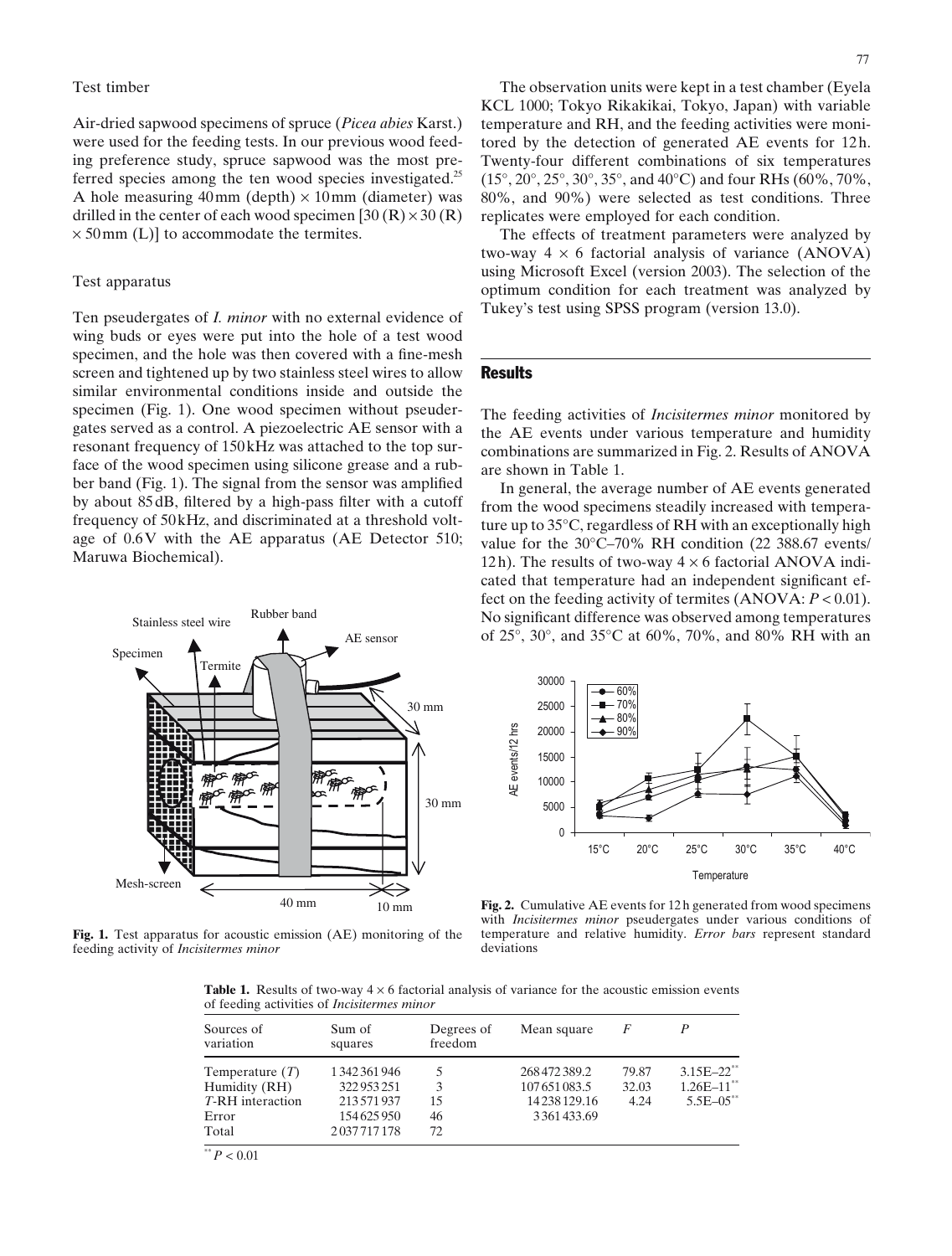### Test timber

Air-dried sapwood specimens of spruce (*Picea abies* Karst.) were used for the feeding tests. In our previous wood feeding preference study, spruce sapwood was the most preferred species among the ten wood species investigated.[25] A hole measuring 40 mm (depth) × 10 mm (diameter) was drilled in the center of each wood specimen [30 (R) × 30 (R) × 50 mm (L)] to accommodate the termites.

### Test apparatus

Ten pseudergates of *I. minor* with no external evidence of wing buds or eyes were put into the hole of a test wood specimen, and the hole was then covered with a fine-mesh screen and tightened up by two stainless steel wires to allow similar environmental conditions inside and outside the specimen (Fig. 1). One wood specimen without pseudergates served as a control. A piezoelectric AE sensor with a resonant frequency of 150 kHz was attached to the top surface of the wood specimen using silicone grease and a rubber band (Fig. 1). The signal from the sensor was amplified by about 85 dB, filtered by a high-pass filter with a cutoff frequency of 50 kHz, and discriminated at a threshold voltage of 0.6 V with the AE apparatus (AE Detector 510; Maruwa Biochemical).

**Fig. 1.** Test apparatus for acoustic emission (AE) monitoring of the feeding activity of *Incisitermes minor*

The observation units were kept in a test chamber (Eyela KCL 1000; Tokyo Rikakikai, Tokyo, Japan) with variable temperature and RH, and the feeding activities were monitored by the detection of generated AE events for 12 h. Twenty-four different combinations of six temperatures (15°, 20°, 25°, 30°, 35°, and 40°C) and four RHs (60%, 70%, 80%, and 90%) were selected as test conditions. Three replicates were employed for each condition.

The effects of treatment parameters were analyzed by two-way 4 × 6 factorial analysis of variance (ANOVA) using Microsoft Excel (version 2003). The selection of the optimum condition for each treatment was analyzed by Tukey's test using SPSS program (version 13.0).

## Results

The feeding activities of *Incisitermes minor* monitored by the AE events under various temperature and humidity combinations are summarized in Fig. 2. Results of ANOVA are shown in Table 1.

In general, the average number of AE events generated from the wood specimens steadily increased with temperature up to 35°C, regardless of RH with an exceptionally high value for the 30°C–70% RH condition (22 388.67 events/12 h). The results of two-way 4 × 6 factorial ANOVA indicated that temperature had an independent significant effect on the feeding activity of termites (ANOVA: $P < 0.01$). No significant difference was observed among temperatures of 25°, 30°, and 35°C at 60%, 70%, and 80% RH with an

**Fig. 2.** Cumulative AE events for 12 h generated from wood specimens with *Incisitermes minor* pseudergates under various conditions of temperature and relative humidity. *Error bars* represent standard deviations

**Table 1.** Results of two-way 4 × 6 factorial analysis of variance for the acoustic emission events of feeding activities of *Incisitermes minor*

| Sources of variation | Sum of squares | Degrees of freedom | Mean square | $F$ | $P$ |
|---|---|---|---|---|---|
| Temperature ($T$) | 1 342 361 946 | 5 | 268 472 389.2 | 79.87 | 3.15E–22** |
| Humidity (RH) | 322 953 251 | 3 | 107 651 083.5 | 32.03 | 1.26E–11** |
| $T$-RH interaction | 213 571 937 | 15 | 14 238 129.16 | 4.24 | 5.5E–05** |
| Error | 154 625 950 | 46 | 3 361 433.69 | | |
| Total | 2 037 717 178 | 72 | | | |

** $P < 0.01$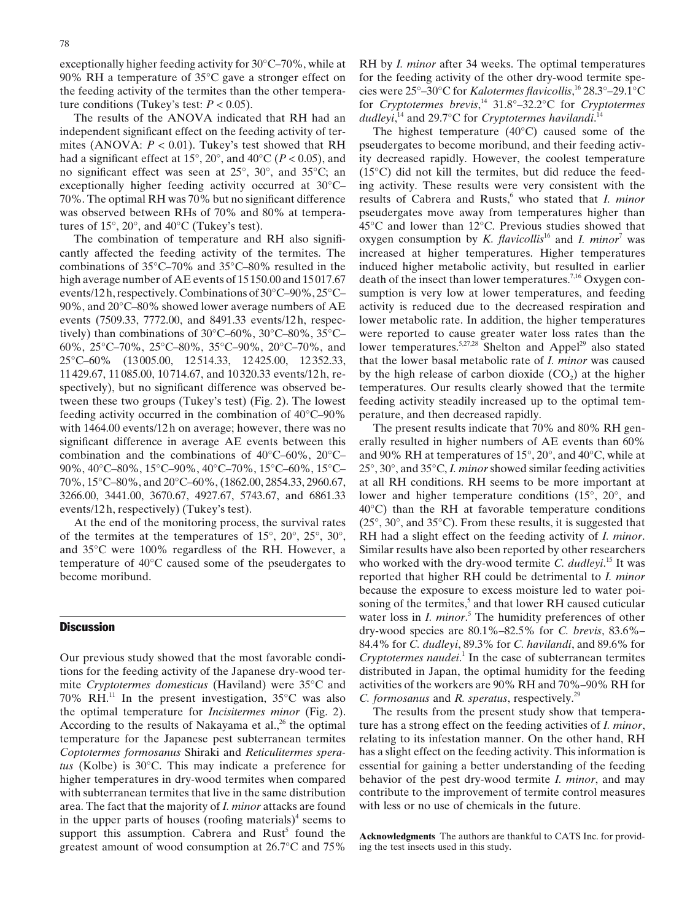exceptionally higher feeding activity for 30°C–70%, while at 90% RH a temperature of 35°C gave a stronger effect on the feeding activity of the termites than the other temperature conditions (Tukey's test: $P < 0.05$).

The results of the ANOVA indicated that RH had an independent significant effect on the feeding activity of termites (ANOVA: $P < 0.01$). Tukey's test showed that RH had a significant effect at 15°, 20°, and 40°C ($P < 0.05$), and no significant effect was seen at 25°, 30°, and 35°C; an exceptionally higher feeding activity occurred at 30°C–70%. The optimal RH was 70% but no significant difference was observed between RHs of 70% and 80% at temperatures of 15°, 20°, and 40°C (Tukey's test).

The combination of temperature and RH also significantly affected the feeding activity of the termites. The combinations of 35°C–70% and 35°C–80% resulted in the high average number of AE events of 15 150.00 and 15 017.67 events/12 h, respectively. Combinations of 30°C–90%, 25°C–90%, and 20°C–80% showed lower average numbers of AE events (7509.33, 7772.00, and 8491.33 events/12 h, respectively) than combinations of 30°C–60%, 30°C–80%, 35°C–60%, 25°C–70%, 25°C–80%, 35°C–90%, 20°C–70%, and 25°C–60% (13 005.00, 12 514.33, 12 425.00, 12 352.33, 11 429.67, 11 085.00, 10 714.67, and 10 320.33 events/12 h, respectively), but no significant difference was observed between these two groups (Tukey's test) (Fig. 2). The lowest feeding activity occurred in the combination of 40°C–90% with 1464.00 events/12 h on average; however, there was no significant difference in average AE events between this combination and the combinations of 40°C–60%, 20°C–90%, 40°C–80%, 15°C–90%, 40°C–70%, 15°C–60%, 15°C–70%, 15°C–80%, and 20°C–60%, (1862.00, 2854.33, 2960.67, 3266.00, 3441.00, 3670.67, 4927.67, 5743.67, and 6861.33 events/12 h, respectively) (Tukey's test).

At the end of the monitoring process, the survival rates of the termites at the temperatures of 15°, 20°, 25°, 30°, and 35°C were 100% regardless of the RH. However, a temperature of 40°C caused some of the pseudergates to become moribund.

## Discussion

Our previous study showed that the most favorable conditions for the feeding activity of the Japanese dry-wood termite *Cryptotermes domesticus* (Haviland) were 35°C and 70% RH.[11] In the present investigation, 35°C was also the optimal temperature for *Incisitermes minor* (Fig. 2). According to the results of Nakayama et al.,[26] the optimal temperature for the Japanese pest subterranean termites *Coptotermes formosanus* Shiraki and *Reticulitermes speratus* (Kolbe) is 30°C. This may indicate a preference for higher temperatures in dry-wood termites when compared with subterranean termites that live in the same distribution area. The fact that the majority of *I. minor* attacks are found in the upper parts of houses (roofing materials)[4] seems to support this assumption. Cabrera and Rust[5] found the greatest amount of wood consumption at 26.7°C and 75% RH by *I. minor* after 34 weeks. The optimal temperatures for the feeding activity of the other dry-wood termite species were 25°–30°C for *Kalotermes flavicollis*,[16] 28.3°–29.1°C for *Cryptotermes brevis*,[14] 31.8°–32.2°C for *Cryptotermes dudleyi*,[14] and 29.7°C for *Cryptotermes havilandi*.[14]

The highest temperature (40°C) caused some of the pseudergates to become moribund, and their feeding activity decreased rapidly. However, the coolest temperature (15°C) did not kill the termites, but did reduce the feeding activity. These results were very consistent with the results of Cabrera and Rusts,[6] who stated that *I. minor* pseudergates move away from temperatures higher than 45°C and lower than 12°C. Previous studies showed that oxygen consumption by *K. flavicollis*[16] and *I. minor*[7] was increased at higher temperatures. Higher temperatures induced higher metabolic activity, but resulted in earlier death of the insect than lower temperatures.[7,16] Oxygen consumption is very low at lower temperatures, and feeding activity is reduced due to the decreased respiration and lower metabolic rate. In addition, the higher temperatures were reported to cause greater water loss rates than the lower temperatures.[5,27,28] Shelton and Appel[29] also stated that the lower basal metabolic rate of *I. minor* was caused by the high release of carbon dioxide ($CO_2$) at the higher temperatures. Our results clearly showed that the termite feeding activity steadily increased up to the optimal temperature, and then decreased rapidly.

The present results indicate that 70% and 80% RH generally resulted in higher numbers of AE events than 60% and 90% RH at temperatures of 15°, 20°, and 40°C, while at 25°, 30°, and 35°C, *I. minor* showed similar feeding activities at all RH conditions. RH seems to be more important at lower and higher temperature conditions (15°, 20°, and 40°C) than the RH at favorable temperature conditions (25°, 30°, and 35°C). From these results, it is suggested that RH had a slight effect on the feeding activity of *I. minor*. Similar results have also been reported by other researchers who worked with the dry-wood termite *C. dudleyi*.[15] It was reported that higher RH could be detrimental to *I. minor* because the exposure to excess moisture led to water poisoning of the termites,[5] and that lower RH caused cuticular water loss in *I. minor*.[5] The humidity preferences of other dry-wood species are 80.1%–82.5% for *C. brevis*, 83.6%–84.4% for *C. dudleyi*, 89.3% for *C. havilandi*, and 89.6% for *Cryptotermes naudei*.[1] In the case of subterranean termites distributed in Japan, the optimal humidity for the feeding activities of the workers are 90% RH and 70%–90% RH for *C. formosanus* and *R. speratus*, respectively.[29]

The results from the present study show that temperature has a strong effect on the feeding activities of *I. minor*, relating to its infestation manner. On the other hand, RH has a slight effect on the feeding activity. This information is essential for gaining a better understanding of the feeding behavior of the pest dry-wood termite *I. minor*, and may contribute to the improvement of termite control measures with less or no use of chemicals in the future.

**Acknowledgments** The authors are thankful to CATS Inc. for providing the test insects used in this study.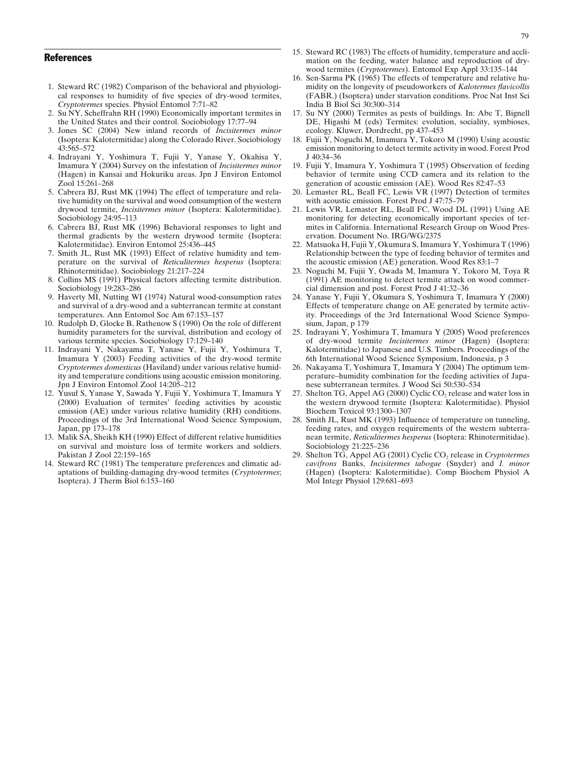## References

1. Steward RC (1982) Comparison of the behavioral and physiological responses to humidity of five species of dry-wood termites, *Cryptotermes* species. Physiol Entomol 7:71–82
2. Su NY, Scheffrahn RH (1990) Economically important termites in the United States and their control. Sociobiology 17:77–94
3. Jones SC (2004) New inland records of *Incisitermes minor* (Isoptera: Kalotermitidae) along the Colorado River. Sociobiology 43:565–572
4. Indrayani Y, Yoshimura T, Fujii Y, Yanase Y, Okahisa Y, Imamura Y (2004) Survey on the infestation of *Incisitermes minor* (Hagen) in Kansai and Hokuriku areas. Jpn J Environ Entomol Zool 15:261–268
5. Cabrera BJ, Rust MK (1994) The effect of temperature and relative humidity on the survival and wood consumption of the western drywood termite, *Incisitermes minor* (Isoptera: Kalotermitidae). Sociobiology 24:95–113
6. Cabrera BJ, Rust MK (1996) Behavioral responses to light and thermal gradients by the western drywood termite (Isoptera: Kalotermitidae). Environ Entomol 25:436–445
7. Smith JL, Rust MK (1993) Effect of relative humidity and temperature on the survival of *Reticulitermes hesperus* (Isoptera: Rhinotermitidae). Sociobiology 21:217–224
8. Collins MS (1991) Physical factors affecting termite distribution. Sociobiology 19:283–286
9. Haverty MI, Nutting WI (1974) Natural wood-consumption rates and survival of a dry-wood and a subterranean termite at constant temperatures. Ann Entomol Soc Am 67:153–157
10. Rudolph D, Glocke B, Rathenow S (1990) On the role of different humidity parameters for the survival, distribution and ecology of various termite species. Sociobiology 17:129–140
11. Indrayani Y, Nakayama T, Yanase Y, Fujii Y, Yoshimura T, Imamura Y (2003) Feeding activities of the dry-wood termite *Cryptotermes domesticus* (Haviland) under various relative humidity and temperature conditions using acoustic emission monitoring. Jpn J Environ Entomol Zool 14:205–212
12. Yusuf S, Yanase Y, Sawada Y, Fujii Y, Yoshimura T, Imamura Y (2000) Evaluation of termites' feeding activities by acoustic emission (AE) under various relative humidity (RH) conditions. Proceedings of the 3rd International Wood Science Symposium, Japan, pp 173–178
13. Malik SA, Sheikh KH (1990) Effect of different relative humidities on survival and moisture loss of termite workers and soldiers. Pakistan J Zool 22:159–165
14. Steward RC (1981) The temperature preferences and climatic adaptations of building-damaging dry-wood termites (*Cryptotermes*; Isoptera). J Therm Biol 6:153–160
15. Steward RC (1983) The effects of humidity, temperature and acclimation on the feeding, water balance and reproduction of dry-wood termites (*Cryptotermes*). Entomol Exp Appl 33:135–144
16. Sen-Sarma PK (1965) The effects of temperature and relative humidity on the longevity of pseudoworkers of *Kalotermes flavicollis* (FABR.) (Isoptera) under starvation conditions. Proc Nat Inst Sci India B Biol Sci 30:300–314
17. Su NY (2000) Termites as pests of buildings. In: Abe T, Bignell DE, Higashi M (eds) Termites: evolution, sociality, symbioses, ecology. Kluwer, Dordrecht, pp 437–453
18. Fujii Y, Noguchi M, Imamura Y, Tokoro M (1990) Using acoustic emission monitoring to detect termite activity in wood. Forest Prod J 40:34–36
19. Fujii Y, Imamura Y, Yoshimura T (1995) Observation of feeding behavior of termite using CCD camera and its relation to the generation of acoustic emission (AE). Wood Res 82:47–53
20. Lemaster RL, Beall FC, Lewis VR (1997) Detection of termites with acoustic emission. Forest Prod J 47:75–79
21. Lewis VR, Lemaster RL, Beall FC, Wood DL (1991) Using AE monitoring for detecting economically important species of termites in California. International Research Group on Wood Preservation. Document No. IRG/WG/2375
22. Matsuoka H, Fujii Y, Okumura S, Imamura Y, Yoshimura T (1996) Relationship between the type of feeding behavior of termites and the acoustic emission (AE) generation. Wood Res 83:1–7
23. Noguchi M, Fujii Y, Owada M, Imamura Y, Tokoro M, Toya R (1991) AE monitoring to detect termite attack on wood commercial dimension and post. Forest Prod J 41:32–36
24. Yanase Y, Fujii Y, Okumura S, Yoshimura T, Imamura Y (2000) Effects of temperature change on AE generated by termite activity. Proceedings of the 3rd International Wood Science Symposium, Japan, p 179
25. Indrayani Y, Yoshimura T, Imamura Y (2005) Wood preferences of dry-wood termite *Incisitermes minor* (Hagen) (Isoptera: Kalotermitidae) to Japanese and U.S. Timbers. Proceedings of the 6th International Wood Science Symposium, Indonesia, p 3
26. Nakayama T, Yoshimura T, Imamura Y (2004) The optimum temperature–humidity combination for the feeding activities of Japanese subterranean termites. J Wood Sci 50:530–534
27. Shelton TG, Appel AG (2000) Cyclic $CO_2$ release and water loss in the western drywood termite (Isoptera: Kalotermitidae). Physiol Biochem Toxicol 93:1300–1307
28. Smith JL, Rust MK (1993) Influence of temperature on tunneling, feeding rates, and oxygen requirements of the western subterranean termite, *Reticulitermes hesperus* (Isoptera: Rhinotermitidae). Sociobiology 21:225–236
29. Shelton TG, Appel AG (2001) Cyclic $CO_2$ release in *Cryptotermes cavifrons* Banks, *Incisitermes tabogae* (Snyder) and *I. minor* (Hagen) (Isoptera: Kalotermitidae). Comp Biochem Physiol A Mol Integr Physiol 129:681–693